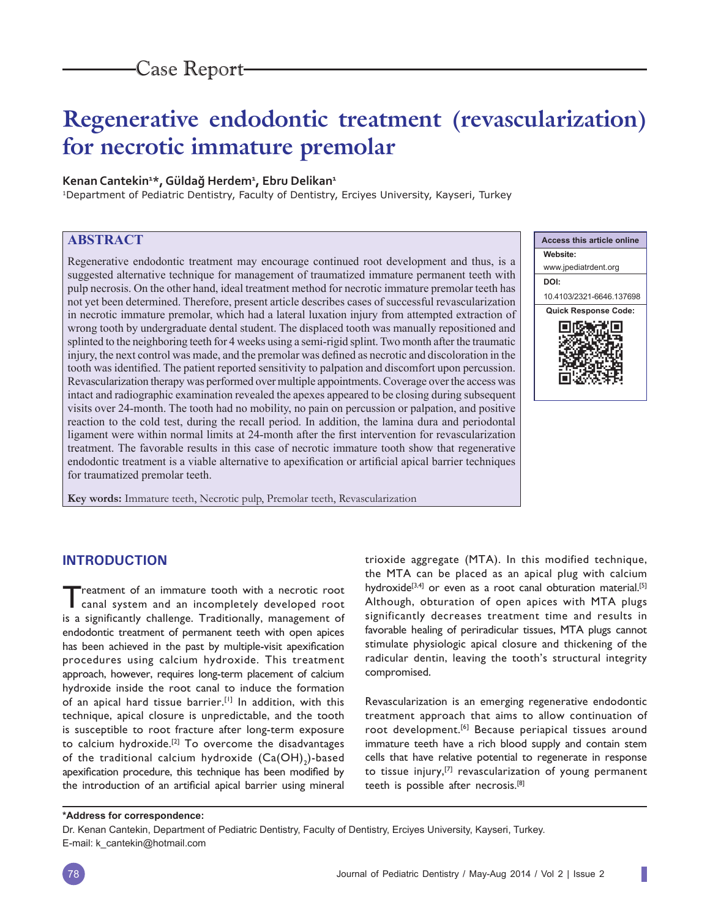Case Report

# Regenerative endodontic treatment (revascularization) for necrotic immature premolar

**Kenan Cantekin[1]*, Güldağ Herdem[1], Ebru Delikan[1]**

[1]Department of Pediatric Dentistry, Faculty of Dentistry, Erciyes University, Kayseri, Turkey

## ABSTRACT

Regenerative endodontic treatment may encourage continued root development and thus, is a suggested alternative technique for management of traumatized immature permanent teeth with pulp necrosis. On the other hand, ideal treatment method for necrotic immature premolar teeth has not yet been determined. Therefore, present article describes cases of successful revascularization in necrotic immature premolar, which had a lateral luxation injury from attempted extraction of wrong tooth by undergraduate dental student. The displaced tooth was manually repositioned and splinted to the neighboring teeth for 4 weeks using a semi-rigid splint. Two month after the traumatic injury, the next control was made, and the premolar was defined as necrotic and discoloration in the tooth was identified. The patient reported sensitivity to palpation and discomfort upon percussion. Revascularization therapy was performed over multiple appointments. Coverage over the access was intact and radiographic examination revealed the apexes appeared to be closing during subsequent visits over 24-month. The tooth had no mobility, no pain on percussion or palpation, and positive reaction to the cold test, during the recall period. In addition, the lamina dura and periodontal ligament were within normal limits at 24-month after the first intervention for revascularization treatment. The favorable results in this case of necrotic immature tooth show that regenerative endodontic treatment is a viable alternative to apexification or artificial apical barrier techniques for traumatized premolar teeth.

**Key words:** Immature teeth, Necrotic pulp, Premolar teeth, Revascularization

| Access this article online |
|---|
| **Website:** www.jpediatrdent.org |
| **DOI:** 10.4103/2321-6646.137698 |
| **Quick Response Code:** |

## INTRODUCTION

Treatment of an immature tooth with a necrotic root canal system and an incompletely developed root is a significantly challenge. Traditionally, management of endodontic treatment of permanent teeth with open apices has been achieved in the past by multiple-visit apexification procedures using calcium hydroxide. This treatment approach, however, requires long-term placement of calcium hydroxide inside the root canal to induce the formation of an apical hard tissue barrier.[1] In addition, with this technique, apical closure is unpredictable, and the tooth is susceptible to root fracture after long-term exposure to calcium hydroxide.[2] To overcome the disadvantages of the traditional calcium hydroxide ($Ca(OH)_2$)-based apexification procedure, this technique has been modified by the introduction of an artificial apical barrier using mineral trioxide aggregate (MTA). In this modified technique, the MTA can be placed as an apical plug with calcium hydroxide[3,4] or even as a root canal obturation material.[5] Although, obturation of open apices with MTA plugs significantly decreases treatment time and results in favorable healing of periradicular tissues, MTA plugs cannot stimulate physiologic apical closure and thickening of the radicular dentin, leaving the tooth's structural integrity compromised.

Revascularization is an emerging regenerative endodontic treatment approach that aims to allow continuation of root development.[6] Because periapical tissues around immature teeth have a rich blood supply and contain stem cells that have relative potential to regenerate in response to tissue injury,[7] revascularization of young permanent teeth is possible after necrosis.[8]

**\*Address for correspondence:**
Dr. Kenan Cantekin, Department of Pediatric Dentistry, Faculty of Dentistry, Erciyes University, Kayseri, Turkey.
E-mail: k_cantekin@hotmail.com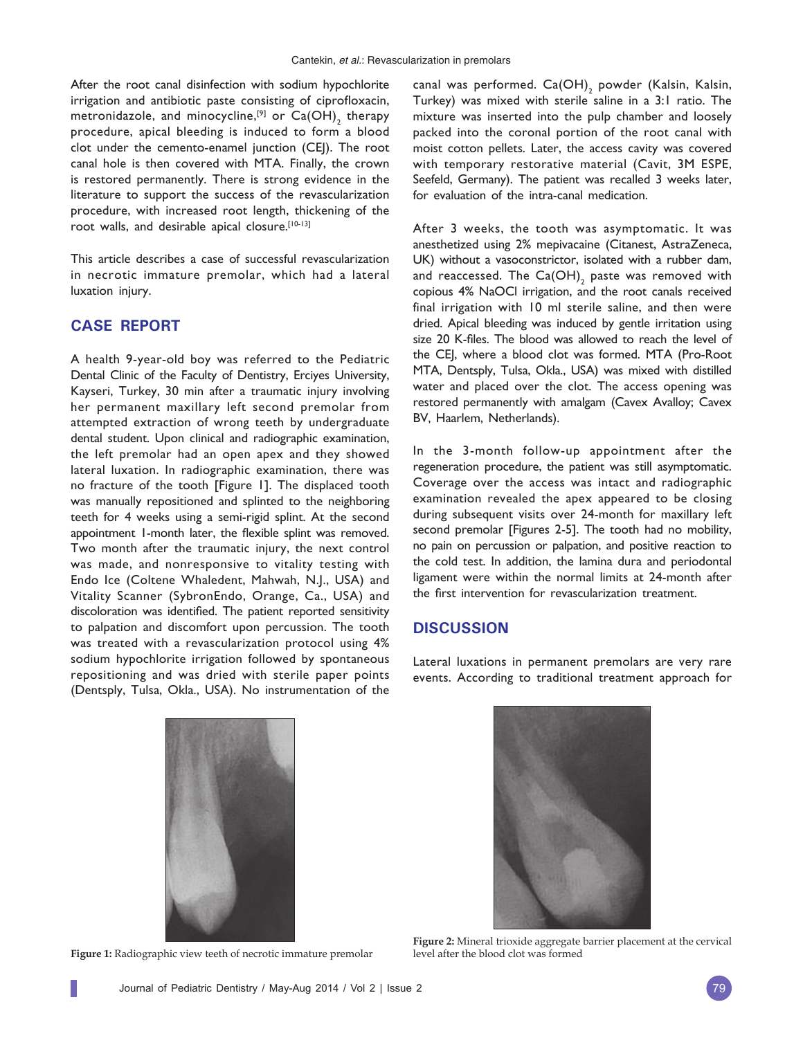After the root canal disinfection with sodium hypochlorite irrigation and antibiotic paste consisting of ciprofloxacin, metronidazole, and minocycline,[9] or $Ca(OH)_2$ therapy procedure, apical bleeding is induced to form a blood clot under the cemento-enamel junction (CEJ). The root canal hole is then covered with MTA. Finally, the crown is restored permanently. There is strong evidence in the literature to support the success of the revascularization procedure, with increased root length, thickening of the root walls, and desirable apical closure.[10-13]

This article describes a case of successful revascularization in necrotic immature premolar, which had a lateral luxation injury.

## CASE REPORT

A health 9-year-old boy was referred to the Pediatric Dental Clinic of the Faculty of Dentistry, Erciyes University, Kayseri, Turkey, 30 min after a traumatic injury involving her permanent maxillary left second premolar from attempted extraction of wrong teeth by undergraduate dental student. Upon clinical and radiographic examination, the left premolar had an open apex and they showed lateral luxation. In radiographic examination, there was no fracture of the tooth [Figure 1]. The displaced tooth was manually repositioned and splinted to the neighboring teeth for 4 weeks using a semi-rigid splint. At the second appointment 1-month later, the flexible splint was removed. Two month after the traumatic injury, the next control was made, and nonresponsive to vitality testing with Endo Ice (Coltene Whaledent, Mahwah, N.J., USA) and Vitality Scanner (SybronEndo, Orange, Ca., USA) and discoloration was identified. The patient reported sensitivity to palpation and discomfort upon percussion. The tooth was treated with a revascularization protocol using 4% sodium hypochlorite irrigation followed by spontaneous repositioning and was dried with sterile paper points (Dentsply, Tulsa, Okla., USA). No instrumentation of the canal was performed. $Ca(OH)_2$ powder (Kalsin, Kalsin, Turkey) was mixed with sterile saline in a 3:1 ratio. The mixture was inserted into the pulp chamber and loosely packed into the coronal portion of the root canal with moist cotton pellets. Later, the access cavity was covered with temporary restorative material (Cavit, 3M ESPE, Seefeld, Germany). The patient was recalled 3 weeks later, for evaluation of the intra-canal medication.

After 3 weeks, the tooth was asymptomatic. It was anesthetized using 2% mepivacaine (Citanest, AstraZeneca, UK) without a vasoconstrictor, isolated with a rubber dam, and reaccessed. The $Ca(OH)_2$ paste was removed with copious 4% NaOCl irrigation, and the root canals received final irrigation with 10 ml sterile saline, and then were dried. Apical bleeding was induced by gentle irritation using size 20 K-files. The blood was allowed to reach the level of the CEJ, where a blood clot was formed. MTA (Pro-Root MTA, Dentsply, Tulsa, Okla., USA) was mixed with distilled water and placed over the clot. The access opening was restored permanently with amalgam (Cavex Avalloy; Cavex BV, Haarlem, Netherlands).

In the 3-month follow-up appointment after the regeneration procedure, the patient was still asymptomatic. Coverage over the access was intact and radiographic examination revealed the apex appeared to be closing during subsequent visits over 24-month for maxillary left second premolar [Figures 2-5]. The tooth had no mobility, no pain on percussion or palpation, and positive reaction to the cold test. In addition, the lamina dura and periodontal ligament were within the normal limits at 24-month after the first intervention for revascularization treatment.

## DISCUSSION

Lateral luxations in permanent premolars are very rare events. According to traditional treatment approach for

**Figure 1:** Radiographic view teeth of necrotic immature premolar

**Figure 2:** Mineral trioxide aggregate barrier placement at the cervical level after the blood clot was formed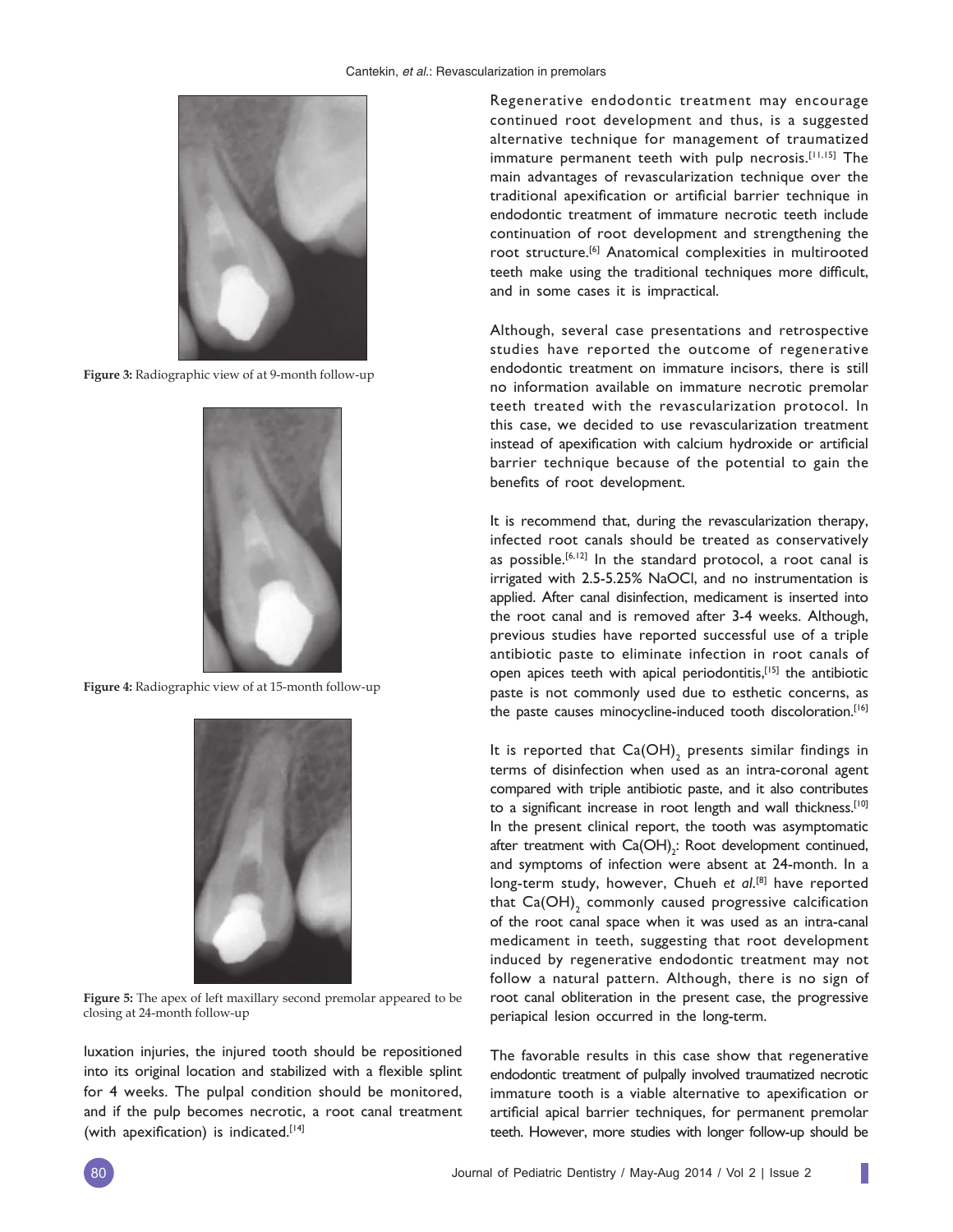Figure 3: Radiographic view of at 9-month follow-up

Figure 4: Radiographic view of at 15-month follow-up

Figure 5: The apex of left maxillary second premolar appeared to be closing at 24-month follow-up

luxation injuries, the injured tooth should be repositioned into its original location and stabilized with a flexible splint for 4 weeks. The pulpal condition should be monitored, and if the pulp becomes necrotic, a root canal treatment (with apexification) is indicated.[14]

Regenerative endodontic treatment may encourage continued root development and thus, is a suggested alternative technique for management of traumatized immature permanent teeth with pulp necrosis.[11,15] The main advantages of revascularization technique over the traditional apexification or artificial barrier technique in endodontic treatment of immature necrotic teeth include continuation of root development and strengthening the root structure.[6] Anatomical complexities in multirooted teeth make using the traditional techniques more difficult, and in some cases it is impractical.

Although, several case presentations and retrospective studies have reported the outcome of regenerative endodontic treatment on immature incisors, there is still no information available on immature necrotic premolar teeth treated with the revascularization protocol. In this case, we decided to use revascularization treatment instead of apexification with calcium hydroxide or artificial barrier technique because of the potential to gain the benefits of root development.

It is recommend that, during the revascularization therapy, infected root canals should be treated as conservatively as possible.[6,12] In the standard protocol, a root canal is irrigated with 2.5-5.25% NaOCl, and no instrumentation is applied. After canal disinfection, medicament is inserted into the root canal and is removed after 3-4 weeks. Although, previous studies have reported successful use of a triple antibiotic paste to eliminate infection in root canals of open apices teeth with apical periodontitis,[15] the antibiotic paste is not commonly used due to esthetic concerns, as the paste causes minocycline-induced tooth discoloration.[16]

It is reported that $Ca(OH)_2$ presents similar findings in terms of disinfection when used as an intra-coronal agent compared with triple antibiotic paste, and it also contributes to a significant increase in root length and wall thickness.[10] In the present clinical report, the tooth was asymptomatic after treatment with $Ca(OH)_2$: Root development continued, and symptoms of infection were absent at 24-month. In a long-term study, however, Chueh *et al*.[8] have reported that $Ca(OH)_2$ commonly caused progressive calcification of the root canal space when it was used as an intra-canal medicament in teeth, suggesting that root development induced by regenerative endodontic treatment may not follow a natural pattern. Although, there is no sign of root canal obliteration in the present case, the progressive periapical lesion occurred in the long-term.

The favorable results in this case show that regenerative endodontic treatment of pulpally involved traumatized necrotic immature tooth is a viable alternative to apexification or artificial apical barrier techniques, for permanent premolar teeth. However, more studies with longer follow-up should be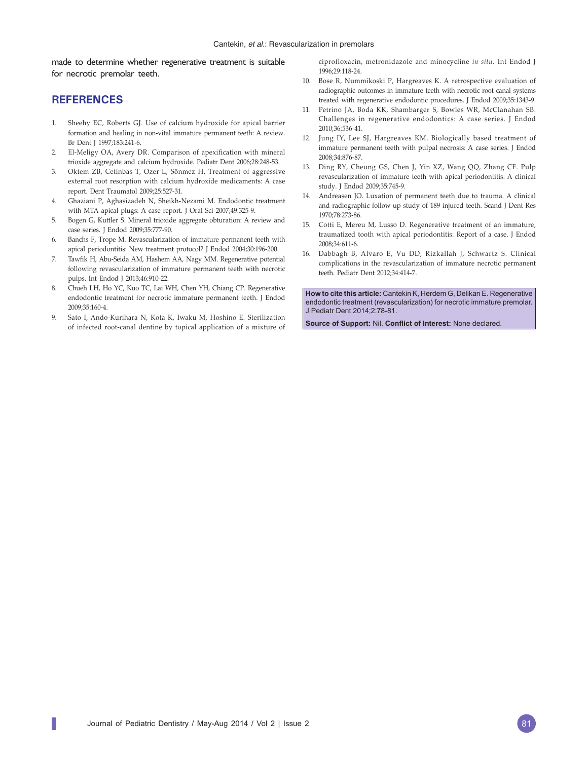made to determine whether regenerative treatment is suitable for necrotic premolar teeth.

## REFERENCES

1. Sheehy EC, Roberts GJ. Use of calcium hydroxide for apical barrier formation and healing in non-vital immature permanent teeth: A review. Br Dent J 1997;183:241-6.
2. El-Meligy OA, Avery DR. Comparison of apexification with mineral trioxide aggregate and calcium hydroxide. Pediatr Dent 2006;28:248-53.
3. Oktem ZB, Cetinbas T, Ozer L, Sönmez H. Treatment of aggressive external root resorption with calcium hydroxide medicaments: A case report. Dent Traumatol 2009;25:527-31.
4. Ghaziani P, Aghasizadeh N, Sheikh-Nezami M. Endodontic treatment with MTA apical plugs: A case report. J Oral Sci 2007;49:325-9.
5. Bogen G, Kuttler S. Mineral trioxide aggregate obturation: A review and case series. J Endod 2009;35:777-90.
6. Banchs F, Trope M. Revascularization of immature permanent teeth with apical periodontitis: New treatment protocol? J Endod 2004;30:196-200.
7. Tawfik H, Abu-Seida AM, Hashem AA, Nagy MM. Regenerative potential following revascularization of immature permanent teeth with necrotic pulps. Int Endod J 2013;46:910-22.
8. Chueh LH, Ho YC, Kuo TC, Lai WH, Chen YH, Chiang CP. Regenerative endodontic treatment for necrotic immature permanent teeth. J Endod 2009;35:160-4.
9. Sato I, Ando-Kurihara N, Kota K, Iwaku M, Hoshino E. Sterilization of infected root-canal dentine by topical application of a mixture of ciprofloxacin, metronidazole and minocycline *in situ*. Int Endod J 1996;29:118-24.
10. Bose R, Nummikoski P, Hargreaves K. A retrospective evaluation of radiographic outcomes in immature teeth with necrotic root canal systems treated with regenerative endodontic procedures. J Endod 2009;35:1343-9.
11. Petrino JA, Boda KK, Shambarger S, Bowles WR, McClanahan SB. Challenges in regenerative endodontics: A case series. J Endod 2010;36:536-41.
12. Jung IY, Lee SJ, Hargreaves KM. Biologically based treatment of immature permanent teeth with pulpal necrosis: A case series. J Endod 2008;34:876-87.
13. Ding RY, Cheung GS, Chen J, Yin XZ, Wang QQ, Zhang CF. Pulp revascularization of immature teeth with apical periodontitis: A clinical study. J Endod 2009;35:745-9.
14. Andreasen JO. Luxation of permanent teeth due to trauma. A clinical and radiographic follow-up study of 189 injured teeth. Scand J Dent Res 1970;78:273-86.
15. Cotti E, Mereu M, Lusso D. Regenerative treatment of an immature, traumatized tooth with apical periodontitis: Report of a case. J Endod 2008;34:611-6.
16. Dabbagh B, Alvaro E, Vu DD, Rizkallah J, Schwartz S. Clinical complications in the revascularization of immature necrotic permanent teeth. Pediatr Dent 2012;34:414-7.

**How to cite this article:** Cantekin K, Herdem G, Delikan E. Regenerative endodontic treatment (revascularization) for necrotic immature premolar. J Pediatr Dent 2014;2:78-81.

**Source of Support:** Nil. **Conflict of Interest:** None declared.